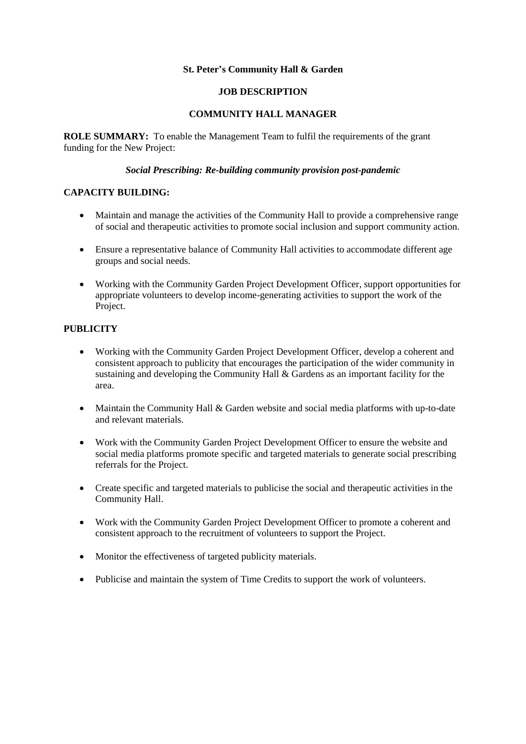**St. Peter's Community Hall & Garden**

**JOB DESCRIPTION**

**COMMUNITY HALL MANAGER**

**ROLE SUMMARY:** To enable the Management Team to fulfil the requirements of the grant funding for the New Project:

***Social Prescribing: Re-building community provision post-pandemic***

**CAPACITY BUILDING:**

- Maintain and manage the activities of the Community Hall to provide a comprehensive range of social and therapeutic activities to promote social inclusion and support community action.
- Ensure a representative balance of Community Hall activities to accommodate different age groups and social needs.
- Working with the Community Garden Project Development Officer, support opportunities for appropriate volunteers to develop income-generating activities to support the work of the Project.

**PUBLICITY**

- Working with the Community Garden Project Development Officer, develop a coherent and consistent approach to publicity that encourages the participation of the wider community in sustaining and developing the Community Hall & Gardens as an important facility for the area.
- Maintain the Community Hall & Garden website and social media platforms with up-to-date and relevant materials.
- Work with the Community Garden Project Development Officer to ensure the website and social media platforms promote specific and targeted materials to generate social prescribing referrals for the Project.
- Create specific and targeted materials to publicise the social and therapeutic activities in the Community Hall.
- Work with the Community Garden Project Development Officer to promote a coherent and consistent approach to the recruitment of volunteers to support the Project.
- Monitor the effectiveness of targeted publicity materials.
- Publicise and maintain the system of Time Credits to support the work of volunteers.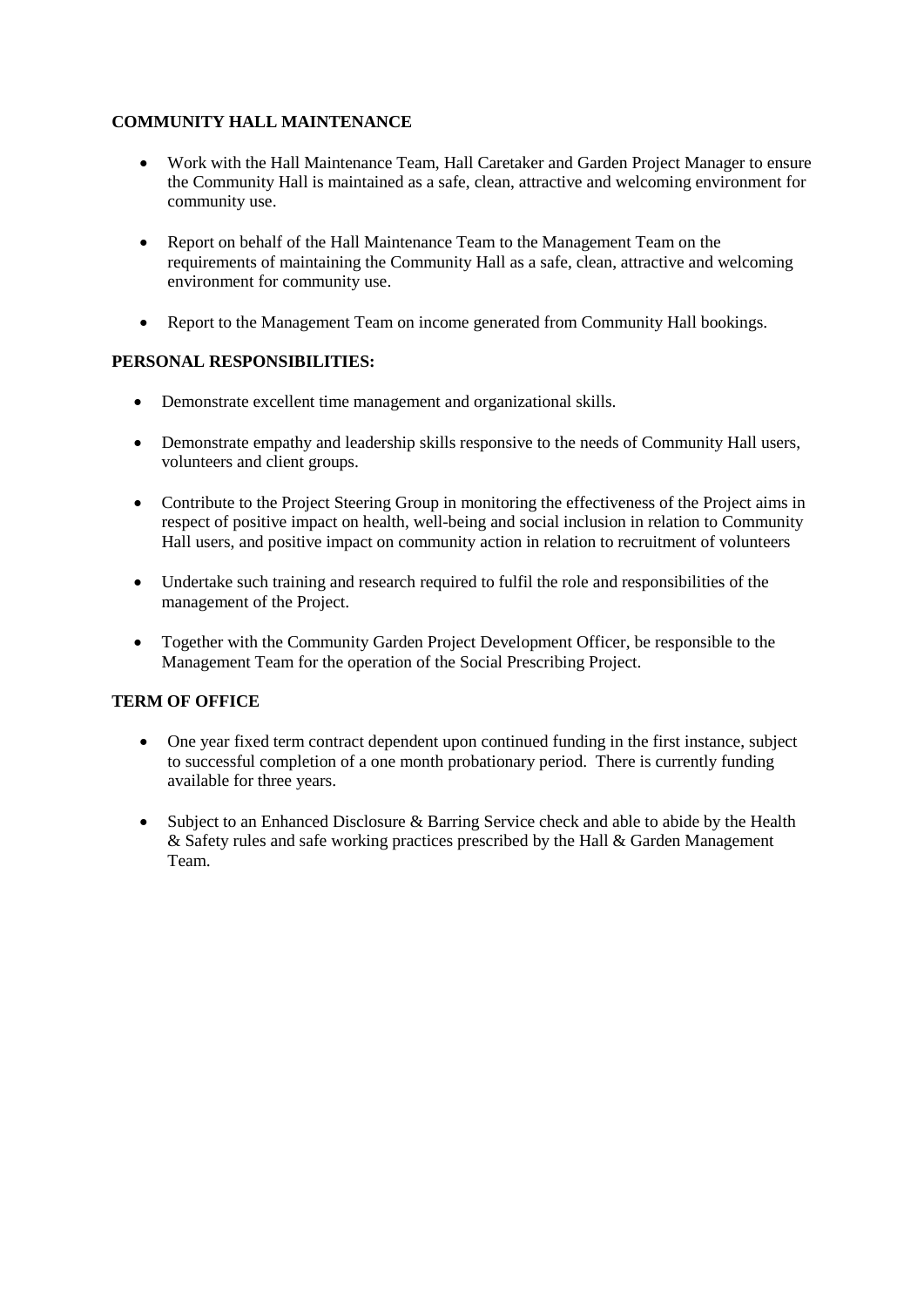**COMMUNITY HALL MAINTENANCE**

- Work with the Hall Maintenance Team, Hall Caretaker and Garden Project Manager to ensure the Community Hall is maintained as a safe, clean, attractive and welcoming environment for community use.

- Report on behalf of the Hall Maintenance Team to the Management Team on the requirements of maintaining the Community Hall as a safe, clean, attractive and welcoming environment for community use.

- Report to the Management Team on income generated from Community Hall bookings.

**PERSONAL RESPONSIBILITIES:**

- Demonstrate excellent time management and organizational skills.

- Demonstrate empathy and leadership skills responsive to the needs of Community Hall users, volunteers and client groups.

- Contribute to the Project Steering Group in monitoring the effectiveness of the Project aims in respect of positive impact on health, well-being and social inclusion in relation to Community Hall users, and positive impact on community action in relation to recruitment of volunteers

- Undertake such training and research required to fulfil the role and responsibilities of the management of the Project.

- Together with the Community Garden Project Development Officer, be responsible to the Management Team for the operation of the Social Prescribing Project.

**TERM OF OFFICE**

- One year fixed term contract dependent upon continued funding in the first instance, subject to successful completion of a one month probationary period. There is currently funding available for three years.

- Subject to an Enhanced Disclosure & Barring Service check and able to abide by the Health & Safety rules and safe working practices prescribed by the Hall & Garden Management Team.